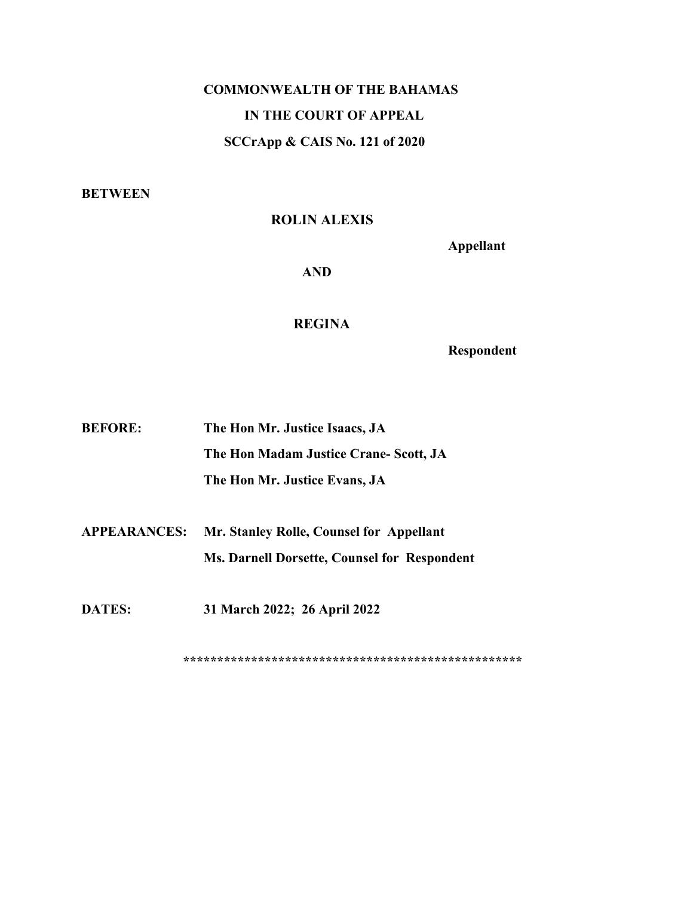**COMMONWEALTH OF THE BAHAMAS**

**IN THE COURT OF APPEAL**

**SCCrApp & CAIS No. 121 of 2020**

**BETWEEN**

**ROLIN ALEXIS**

**Appellant**

**AND**

**REGINA**

**Respondent**

**BEFORE:** **The Hon Mr. Justice Isaacs, JA**

**The Hon Madam Justice Crane- Scott, JA**

**The Hon Mr. Justice Evans, JA**

**APPEARANCES:** **Mr. Stanley Rolle, Counsel for Appellant**

**Ms. Darnell Dorsette, Counsel for Respondent**

**DATES:** **31 March 2022; 26 April 2022**

**************************************************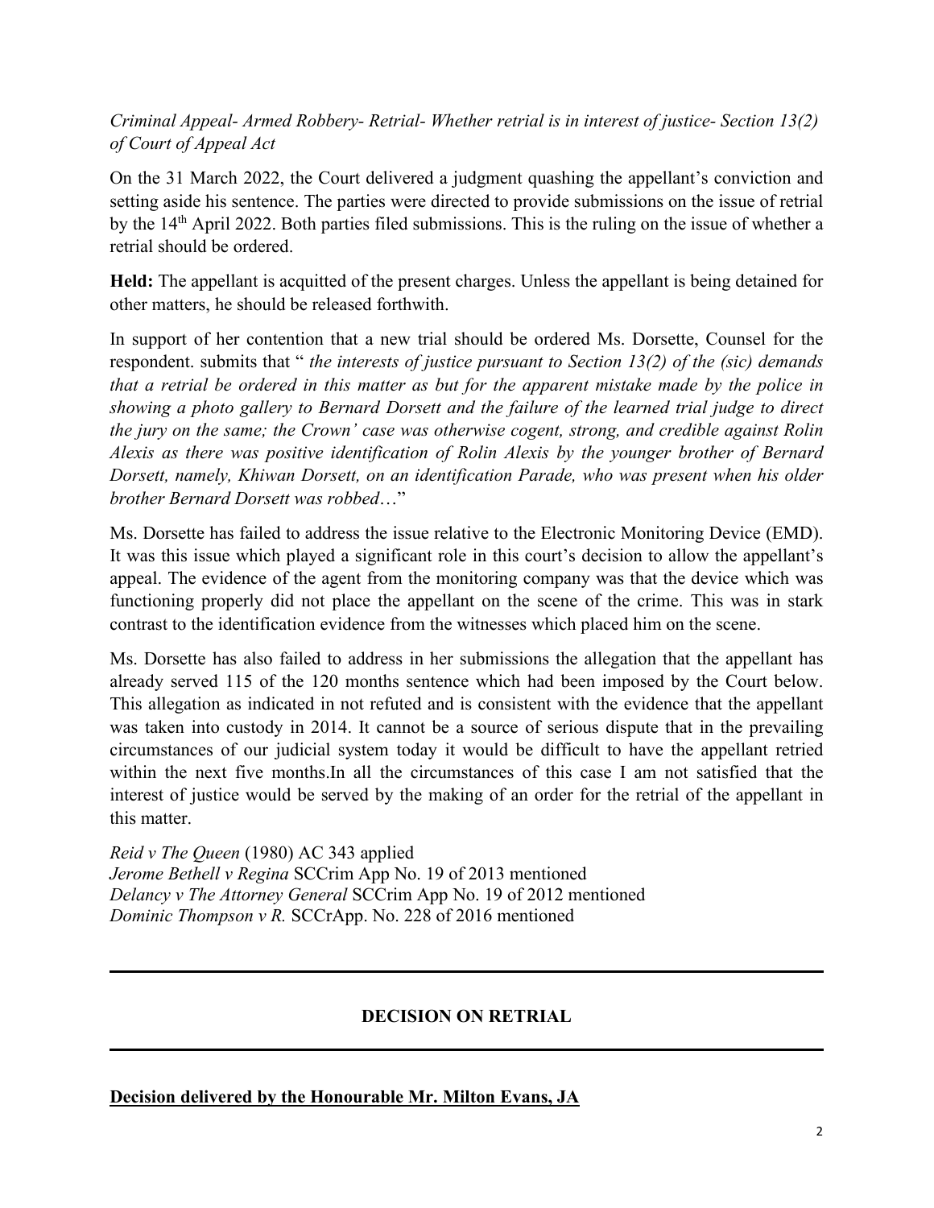*Criminal Appeal- Armed Robbery- Retrial- Whether retrial is in interest of justice- Section 13(2) of Court of Appeal Act*

On the 31 March 2022, the Court delivered a judgment quashing the appellant's conviction and setting aside his sentence. The parties were directed to provide submissions on the issue of retrial by the 14th April 2022. Both parties filed submissions. This is the ruling on the issue of whether a retrial should be ordered.

**Held:** The appellant is acquitted of the present charges. Unless the appellant is being detained for other matters, he should be released forthwith.

In support of her contention that a new trial should be ordered Ms. Dorsette, Counsel for the respondent. submits that " *the interests of justice pursuant to Section 13(2) of the (sic) demands that a retrial be ordered in this matter as but for the apparent mistake made by the police in showing a photo gallery to Bernard Dorsett and the failure of the learned trial judge to direct the jury on the same; the Crown' case was otherwise cogent, strong, and credible against Rolin Alexis as there was positive identification of Rolin Alexis by the younger brother of Bernard Dorsett, namely, Khiwan Dorsett, on an identification Parade, who was present when his older brother Bernard Dorsett was robbed*…"

Ms. Dorsette has failed to address the issue relative to the Electronic Monitoring Device (EMD). It was this issue which played a significant role in this court's decision to allow the appellant's appeal. The evidence of the agent from the monitoring company was that the device which was functioning properly did not place the appellant on the scene of the crime. This was in stark contrast to the identification evidence from the witnesses which placed him on the scene.

Ms. Dorsette has also failed to address in her submissions the allegation that the appellant has already served 115 of the 120 months sentence which had been imposed by the Court below. This allegation as indicated in not refuted and is consistent with the evidence that the appellant was taken into custody in 2014. It cannot be a source of serious dispute that in the prevailing circumstances of our judicial system today it would be difficult to have the appellant retried within the next five months.In all the circumstances of this case I am not satisfied that the interest of justice would be served by the making of an order for the retrial of the appellant in this matter.

*Reid v The Queen* (1980) AC 343 applied
*Jerome Bethell v Regina* SCCrim App No. 19 of 2013 mentioned
*Delancy v The Attorney General* SCCrim App No. 19 of 2012 mentioned
*Dominic Thompson v R.* SCCrApp. No. 228 of 2016 mentioned

---

## DECISION ON RETRIAL

---

**Decision delivered by the Honourable Mr. Milton Evans, JA**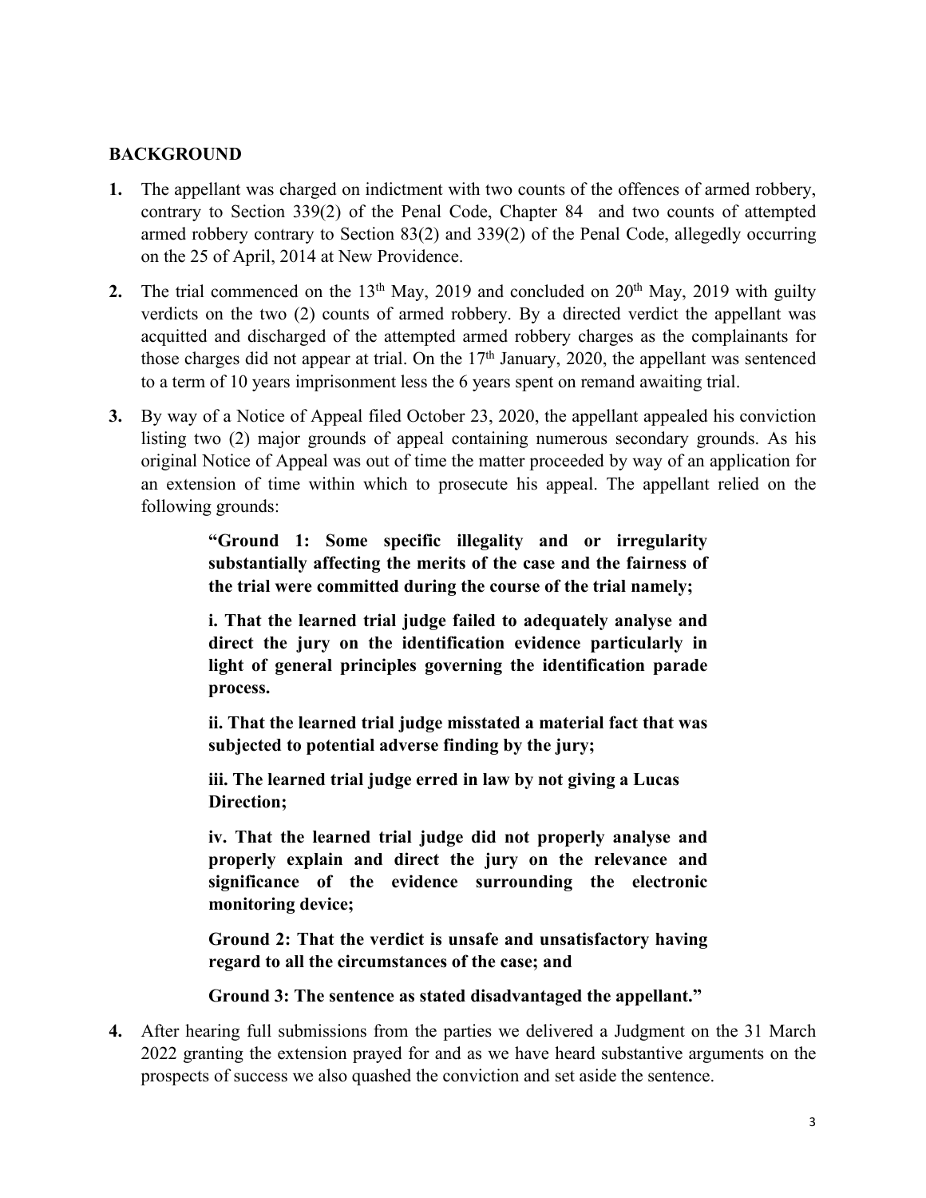## BACKGROUND

**1.** The appellant was charged on indictment with two counts of the offences of armed robbery, contrary to Section 339(2) of the Penal Code, Chapter 84 and two counts of attempted armed robbery contrary to Section 83(2) and 339(2) of the Penal Code, allegedly occurring on the 25 of April, 2014 at New Providence.

**2.** The trial commenced on the 13th May, 2019 and concluded on 20th May, 2019 with guilty verdicts on the two (2) counts of armed robbery. By a directed verdict the appellant was acquitted and discharged of the attempted armed robbery charges as the complainants for those charges did not appear at trial. On the 17th January, 2020, the appellant was sentenced to a term of 10 years imprisonment less the 6 years spent on remand awaiting trial.

**3.** By way of a Notice of Appeal filed October 23, 2020, the appellant appealed his conviction listing two (2) major grounds of appeal containing numerous secondary grounds. As his original Notice of Appeal was out of time the matter proceeded by way of an application for an extension of time within which to prosecute his appeal. The appellant relied on the following grounds:

> **"Ground 1: Some specific illegality and or irregularity substantially affecting the merits of the case and the fairness of the trial were committed during the course of the trial namely;**
>
> **i. That the learned trial judge failed to adequately analyse and direct the jury on the identification evidence particularly in light of general principles governing the identification parade process.**
>
> **ii. That the learned trial judge misstated a material fact that was subjected to potential adverse finding by the jury;**
>
> **iii. The learned trial judge erred in law by not giving a Lucas Direction;**
>
> **iv. That the learned trial judge did not properly analyse and properly explain and direct the jury on the relevance and significance of the evidence surrounding the electronic monitoring device;**
>
> **Ground 2: That the verdict is unsafe and unsatisfactory having regard to all the circumstances of the case; and**
>
> **Ground 3: The sentence as stated disadvantaged the appellant."**

**4.** After hearing full submissions from the parties we delivered a Judgment on the 31 March 2022 granting the extension prayed for and as we have heard substantive arguments on the prospects of success we also quashed the conviction and set aside the sentence.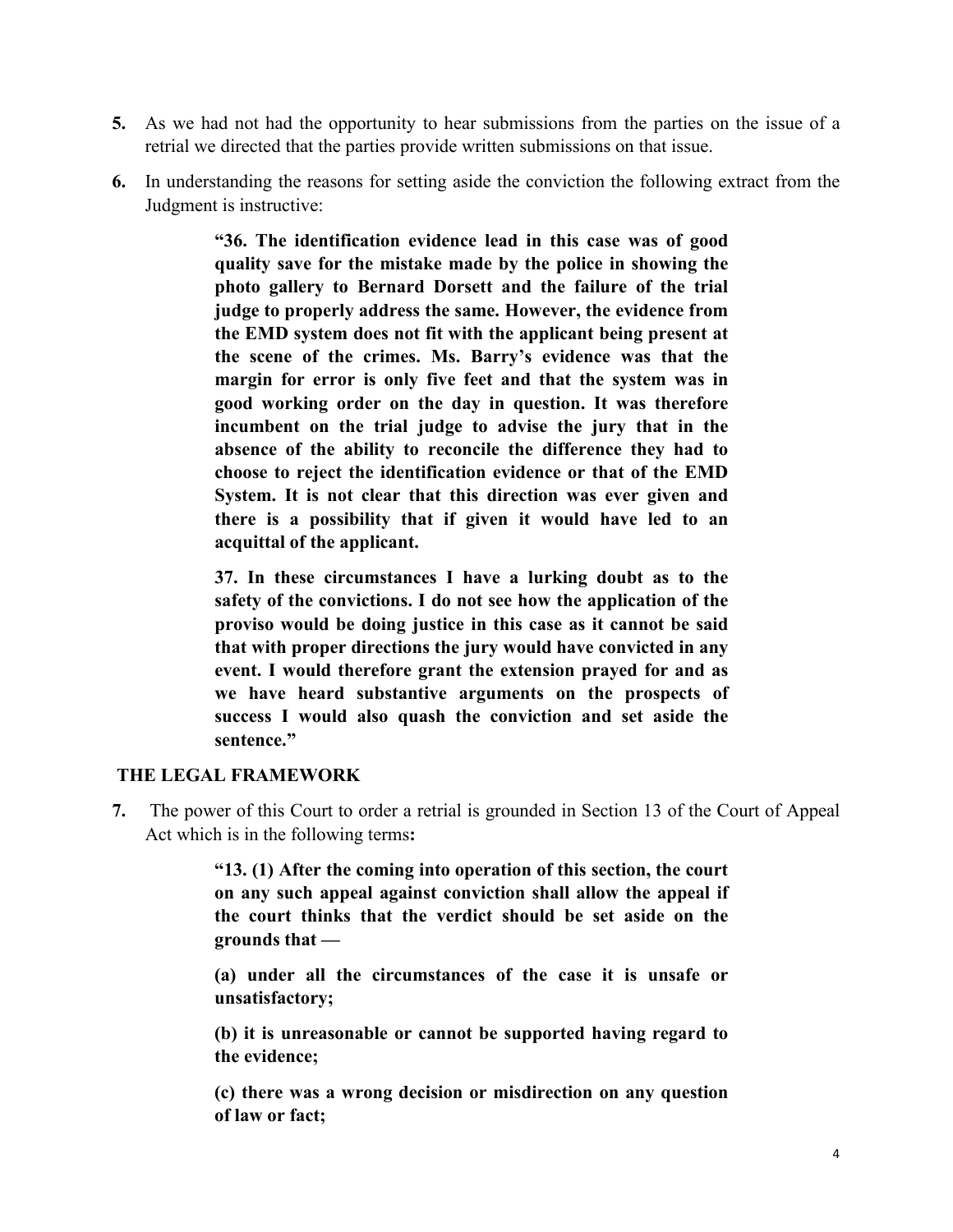**5.** As we had not had the opportunity to hear submissions from the parties on the issue of a retrial we directed that the parties provide written submissions on that issue.

**6.** In understanding the reasons for setting aside the conviction the following extract from the Judgment is instructive:

> **"36. The identification evidence lead in this case was of good quality save for the mistake made by the police in showing the photo gallery to Bernard Dorsett and the failure of the trial judge to properly address the same. However, the evidence from the EMD system does not fit with the applicant being present at the scene of the crimes. Ms. Barry's evidence was that the margin for error is only five feet and that the system was in good working order on the day in question. It was therefore incumbent on the trial judge to advise the jury that in the absence of the ability to reconcile the difference they had to choose to reject the identification evidence or that of the EMD System. It is not clear that this direction was ever given and there is a possibility that if given it would have led to an acquittal of the applicant.**
>
> **37. In these circumstances I have a lurking doubt as to the safety of the convictions. I do not see how the application of the proviso would be doing justice in this case as it cannot be said that with proper directions the jury would have convicted in any event. I would therefore grant the extension prayed for and as we have heard substantive arguments on the prospects of success I would also quash the conviction and set aside the sentence."**

## THE LEGAL FRAMEWORK

**7.** The power of this Court to order a retrial is grounded in Section 13 of the Court of Appeal Act which is in the following terms**:**

> **"13. (1) After the coming into operation of this section, the court on any such appeal against conviction shall allow the appeal if the court thinks that the verdict should be set aside on the grounds that —**
>
> **(a) under all the circumstances of the case it is unsafe or unsatisfactory;**
>
> **(b) it is unreasonable or cannot be supported having regard to the evidence;**
>
> **(c) there was a wrong decision or misdirection on any question of law or fact;**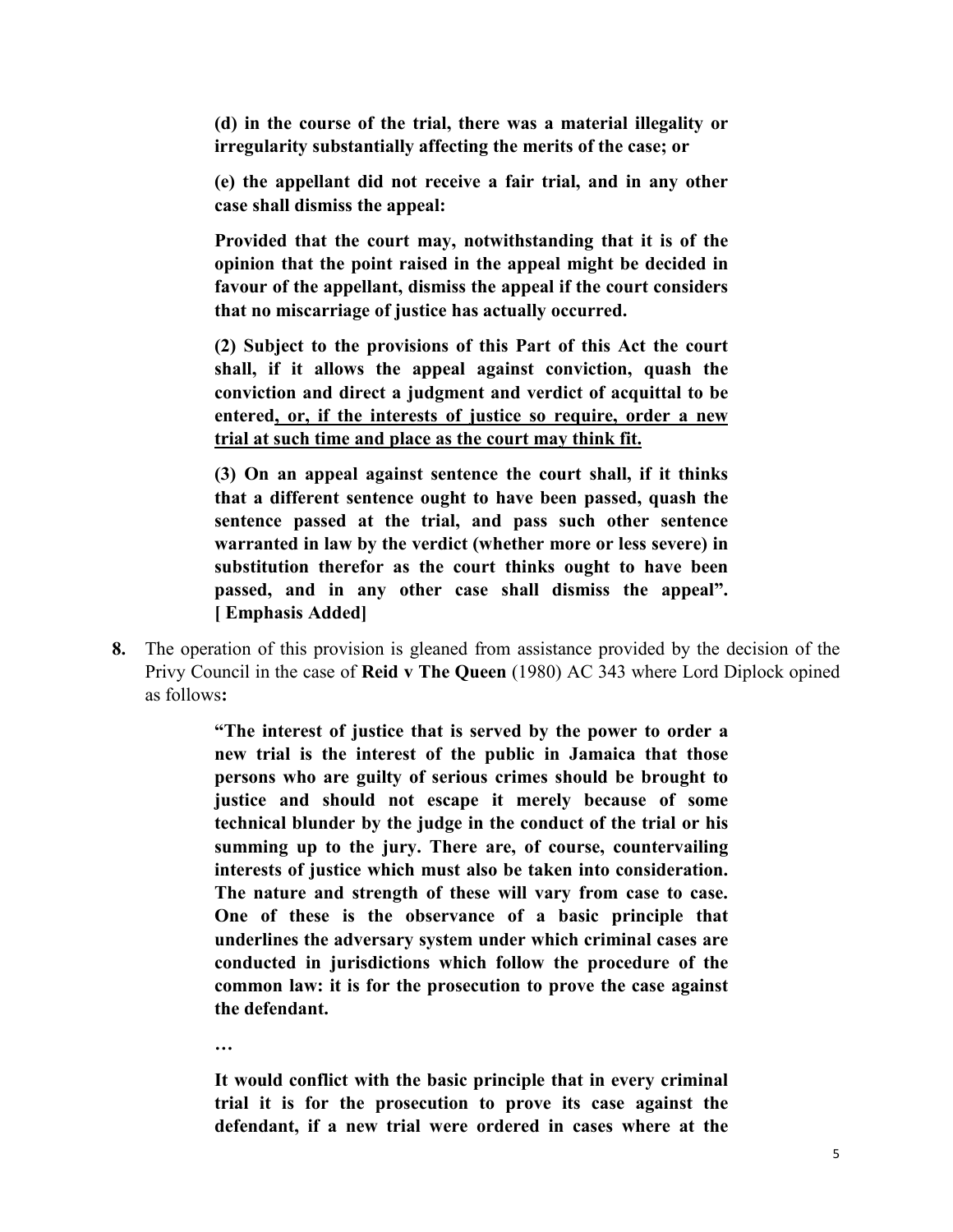> **(d) in the course of the trial, there was a material illegality or irregularity substantially affecting the merits of the case; or**
>
> **(e) the appellant did not receive a fair trial, and in any other case shall dismiss the appeal:**
>
> **Provided that the court may, notwithstanding that it is of the opinion that the point raised in the appeal might be decided in favour of the appellant, dismiss the appeal if the court considers that no miscarriage of justice has actually occurred.**
>
> **(2) Subject to the provisions of this Part of this Act the court shall, if it allows the appeal against conviction, quash the conviction and direct a judgment and verdict of acquittal to be entered<u>, or, if the interests of justice so require, order a new trial at such time and place as the court may think fit.</u>**
>
> **(3) On an appeal against sentence the court shall, if it thinks that a different sentence ought to have been passed, quash the sentence passed at the trial, and pass such other sentence warranted in law by the verdict (whether more or less severe) in substitution therefor as the court thinks ought to have been passed, and in any other case shall dismiss the appeal". [ Emphasis Added]**

**8.** The operation of this provision is gleaned from assistance provided by the decision of the Privy Council in the case of **Reid v The Queen** (1980) AC 343 where Lord Diplock opined as follows**:**

> **"The interest of justice that is served by the power to order a new trial is the interest of the public in Jamaica that those persons who are guilty of serious crimes should be brought to justice and should not escape it merely because of some technical blunder by the judge in the conduct of the trial or his summing up to the jury. There are, of course, countervailing interests of justice which must also be taken into consideration. The nature and strength of these will vary from case to case. One of these is the observance of a basic principle that underlines the adversary system under which criminal cases are conducted in jurisdictions which follow the procedure of the common law: it is for the prosecution to prove the case against the defendant.**
>
> **…**
>
> **It would conflict with the basic principle that in every criminal trial it is for the prosecution to prove its case against the defendant, if a new trial were ordered in cases where at the**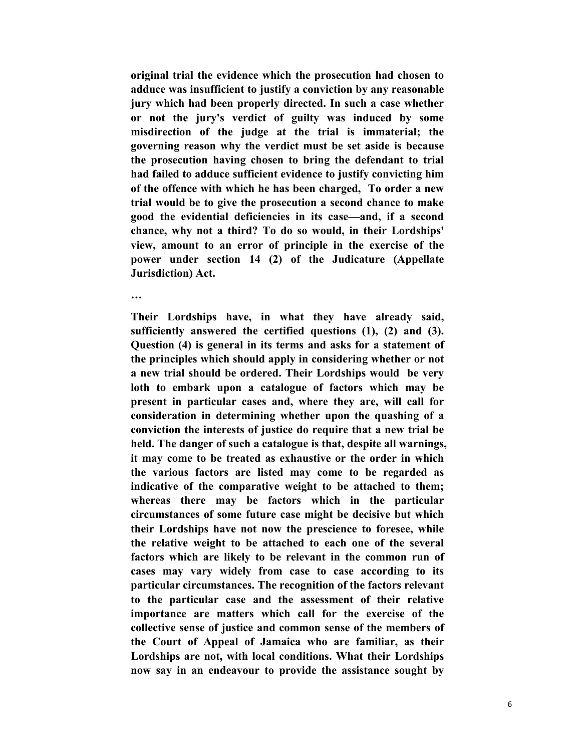**original trial the evidence which the prosecution had chosen to adduce was insufficient to justify a conviction by any reasonable jury which had been properly directed. In such a case whether or not the jury's verdict of guilty was induced by some misdirection of the judge at the trial is immaterial; the governing reason why the verdict must be set aside is because the prosecution having chosen to bring the defendant to trial had failed to adduce sufficient evidence to justify convicting him of the offence with which he has been charged, To order a new trial would be to give the prosecution a second chance to make good the evidential deficiencies in its case—and, if a second chance, why not a third? To do so would, in their Lordships' view, amount to an error of principle in the exercise of the power under section 14 (2) of the Judicature (Appellate Jurisdiction) Act.**

**…**

**Their Lordships have, in what they have already said, sufficiently answered the certified questions (1), (2) and (3). Question (4) is general in its terms and asks for a statement of the principles which should apply in considering whether or not a new trial should be ordered. Their Lordships would be very loth to embark upon a catalogue of factors which may be present in particular cases and, where they are, will call for consideration in determining whether upon the quashing of a conviction the interests of justice do require that a new trial be held. The danger of such a catalogue is that, despite all warnings, it may come to be treated as exhaustive or the order in which the various factors are listed may come to be regarded as indicative of the comparative weight to be attached to them; whereas there may be factors which in the particular circumstances of some future case might be decisive but which their Lordships have not now the prescience to foresee, while the relative weight to be attached to each one of the several factors which are likely to be relevant in the common run of cases may vary widely from case to case according to its particular circumstances. The recognition of the factors relevant to the particular case and the assessment of their relative importance are matters which call for the exercise of the collective sense of justice and common sense of the members of the Court of Appeal of Jamaica who are familiar, as their Lordships are not, with local conditions. What their Lordships now say in an endeavour to provide the assistance sought by**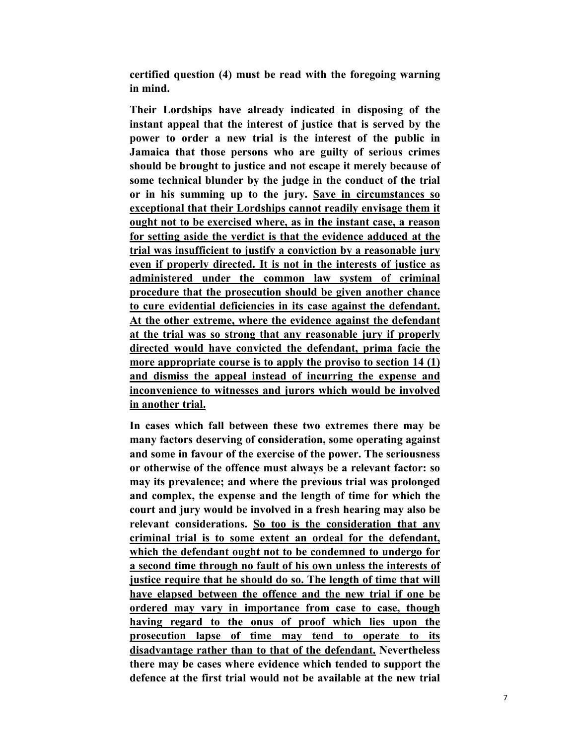**certified question (4) must be read with the foregoing warning in mind.**

**Their Lordships have already indicated in disposing of the instant appeal that the interest of justice that is served by the power to order a new trial is the interest of the public in Jamaica that those persons who are guilty of serious crimes should be brought to justice and not escape it merely because of some technical blunder by the judge in the conduct of the trial or in his summing up to the jury. <u>Save in circumstances so exceptional that their Lordships cannot readily envisage them it ought not to be exercised where, as in the instant case, a reason for setting aside the verdict is that the evidence adduced at the trial was insufficient to justify a conviction by a reasonable jury even if properly directed. It is not in the interests of justice as administered under the common law system of criminal procedure that the prosecution should be given another chance to cure evidential deficiencies in its case against the defendant. At the other extreme, where the evidence against the defendant at the trial was so strong that any reasonable jury if properly directed would have convicted the defendant, prima facie the more appropriate course is to apply the proviso to section 14 (1) and dismiss the appeal instead of incurring the expense and inconvenience to witnesses and jurors which would be involved in another trial.</u>**

**In cases which fall between these two extremes there may be many factors deserving of consideration, some operating against and some in favour of the exercise of the power. The seriousness or otherwise of the offence must always be a relevant factor: so may its prevalence; and where the previous trial was prolonged and complex, the expense and the length of time for which the court and jury would be involved in a fresh hearing may also be relevant considerations. <u>So too is the consideration that any criminal trial is to some extent an ordeal for the defendant, which the defendant ought not to be condemned to undergo for a second time through no fault of his own unless the interests of justice require that he should do so. The length of time that will have elapsed between the offence and the new trial if one be ordered may vary in importance from case to case, though having regard to the onus of proof which lies upon the prosecution lapse of time may tend to operate to its disadvantage rather than to that of the defendant.</u> Nevertheless there may be cases where evidence which tended to support the defence at the first trial would not be available at the new trial**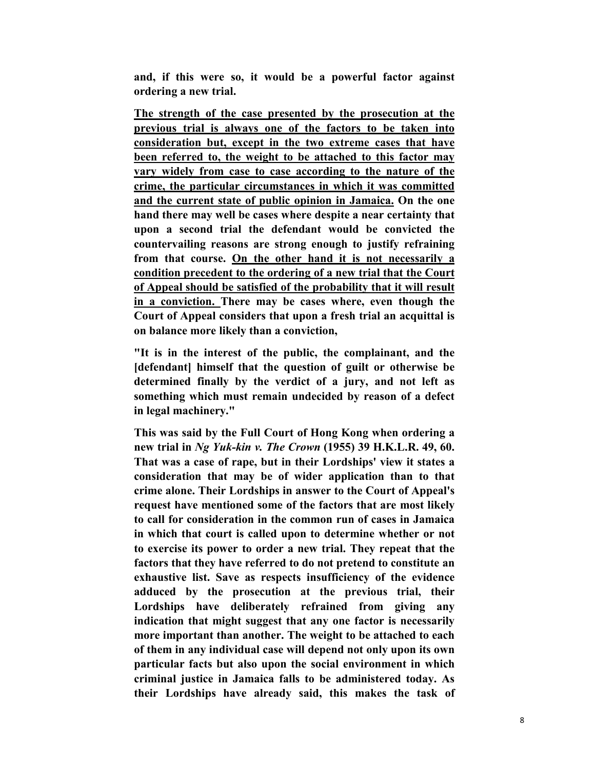**and, if this were so, it would be a powerful factor against ordering a new trial.**

<u>**The strength of the case presented by the prosecution at the previous trial is always one of the factors to be taken into consideration but, except in the two extreme cases that have been referred to, the weight to be attached to this factor may vary widely from case to case according to the nature of the crime, the particular circumstances in which it was committed and the current state of public opinion in Jamaica.**</u> **On the one hand there may well be cases where despite a near certainty that upon a second trial the defendant would be convicted the countervailing reasons are strong enough to justify refraining from that course.** <u>**On the other hand it is not necessarily a condition precedent to the ordering of a new trial that the Court of Appeal should be satisfied of the probability that it will result in a conviction.**</u> **There may be cases where, even though the Court of Appeal considers that upon a fresh trial an acquittal is on balance more likely than a conviction,**

**"It is in the interest of the public, the complainant, and the [defendant] himself that the question of guilt or otherwise be determined finally by the verdict of a jury, and not left as something which must remain undecided by reason of a defect in legal machinery."**

**This was said by the Full Court of Hong Kong when ordering a new trial in *Ng Yuk-kin v. The Crown* (1955) 39 H.K.L.R. 49, 60. That was a case of rape, but in their Lordships' view it states a consideration that may be of wider application than to that crime alone. Their Lordships in answer to the Court of Appeal's request have mentioned some of the factors that are most likely to call for consideration in the common run of cases in Jamaica in which that court is called upon to determine whether or not to exercise its power to order a new trial. They repeat that the factors that they have referred to do not pretend to constitute an exhaustive list. Save as respects insufficiency of the evidence adduced by the prosecution at the previous trial, their Lordships have deliberately refrained from giving any indication that might suggest that any one factor is necessarily more important than another. The weight to be attached to each of them in any individual case will depend not only upon its own particular facts but also upon the social environment in which criminal justice in Jamaica falls to be administered today. As their Lordships have already said, this makes the task of**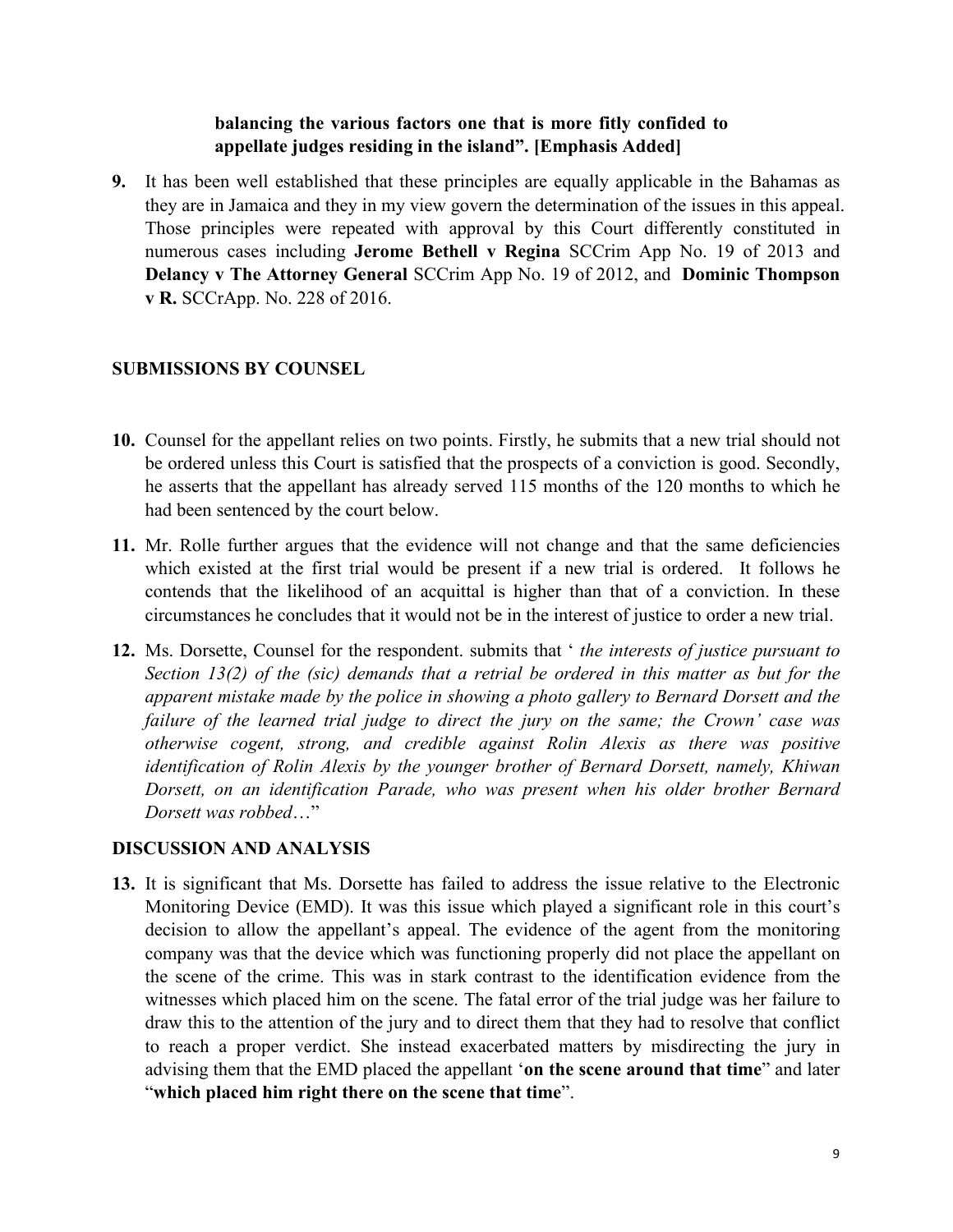**balancing the various factors one that is more fitly confided to appellate judges residing in the island". [Emphasis Added]**

**9.** It has been well established that these principles are equally applicable in the Bahamas as they are in Jamaica and they in my view govern the determination of the issues in this appeal. Those principles were repeated with approval by this Court differently constituted in numerous cases including **Jerome Bethell v Regina** SCCrim App No. 19 of 2013 and **Delancy v The Attorney General** SCCrim App No. 19 of 2012, and **Dominic Thompson v R.** SCCrApp. No. 228 of 2016.

## SUBMISSIONS BY COUNSEL

**10.** Counsel for the appellant relies on two points. Firstly, he submits that a new trial should not be ordered unless this Court is satisfied that the prospects of a conviction is good. Secondly, he asserts that the appellant has already served 115 months of the 120 months to which he had been sentenced by the court below.

**11.** Mr. Rolle further argues that the evidence will not change and that the same deficiencies which existed at the first trial would be present if a new trial is ordered. It follows he contends that the likelihood of an acquittal is higher than that of a conviction. In these circumstances he concludes that it would not be in the interest of justice to order a new trial.

**12.** Ms. Dorsette, Counsel for the respondent. submits that ' *the interests of justice pursuant to Section 13(2) of the (sic) demands that a retrial be ordered in this matter as but for the apparent mistake made by the police in showing a photo gallery to Bernard Dorsett and the failure of the learned trial judge to direct the jury on the same; the Crown' case was otherwise cogent, strong, and credible against Rolin Alexis as there was positive identification of Rolin Alexis by the younger brother of Bernard Dorsett, namely, Khiwan Dorsett, on an identification Parade, who was present when his older brother Bernard Dorsett was robbed*…"

## DISCUSSION AND ANALYSIS

**13.** It is significant that Ms. Dorsette has failed to address the issue relative to the Electronic Monitoring Device (EMD). It was this issue which played a significant role in this court's decision to allow the appellant's appeal. The evidence of the agent from the monitoring company was that the device which was functioning properly did not place the appellant on the scene of the crime. This was in stark contrast to the identification evidence from the witnesses which placed him on the scene. The fatal error of the trial judge was her failure to draw this to the attention of the jury and to direct them that they had to resolve that conflict to reach a proper verdict. She instead exacerbated matters by misdirecting the jury in advising them that the EMD placed the appellant '**on the scene around that time**" and later "**which placed him right there on the scene that time**".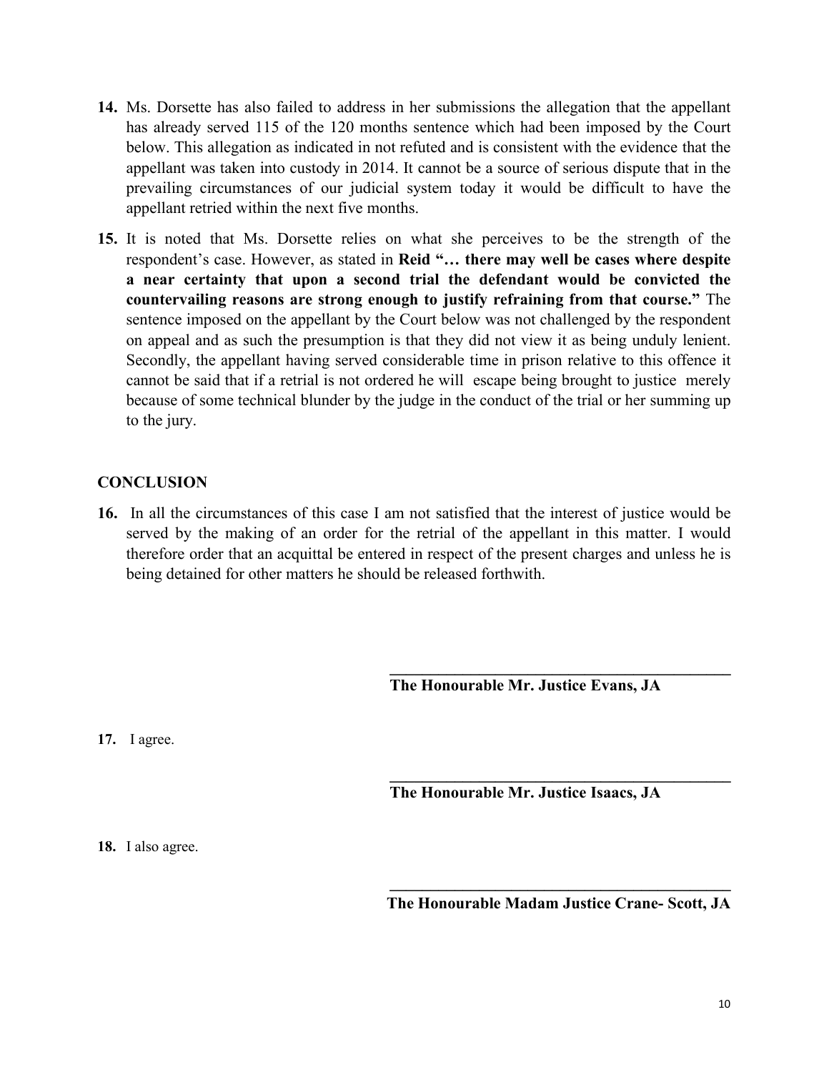**14.** Ms. Dorsette has also failed to address in her submissions the allegation that the appellant has already served 115 of the 120 months sentence which had been imposed by the Court below. This allegation as indicated in not refuted and is consistent with the evidence that the appellant was taken into custody in 2014. It cannot be a source of serious dispute that in the prevailing circumstances of our judicial system today it would be difficult to have the appellant retried within the next five months.

**15.** It is noted that Ms. Dorsette relies on what she perceives to be the strength of the respondent's case. However, as stated in **Reid "… there may well be cases where despite a near certainty that upon a second trial the defendant would be convicted the countervailing reasons are strong enough to justify refraining from that course."** The sentence imposed on the appellant by the Court below was not challenged by the respondent on appeal and as such the presumption is that they did not view it as being unduly lenient. Secondly, the appellant having served considerable time in prison relative to this offence it cannot be said that if a retrial is not ordered he will escape being brought to justice merely because of some technical blunder by the judge in the conduct of the trial or her summing up to the jury.

## CONCLUSION

**16.** In all the circumstances of this case I am not satisfied that the interest of justice would be served by the making of an order for the retrial of the appellant in this matter. I would therefore order that an acquittal be entered in respect of the present charges and unless he is being detained for other matters he should be released forthwith.

**The Honourable Mr. Justice Evans, JA**

**17.** I agree.

**The Honourable Mr. Justice Isaacs, JA**

**18.** I also agree.

**The Honourable Madam Justice Crane- Scott, JA**